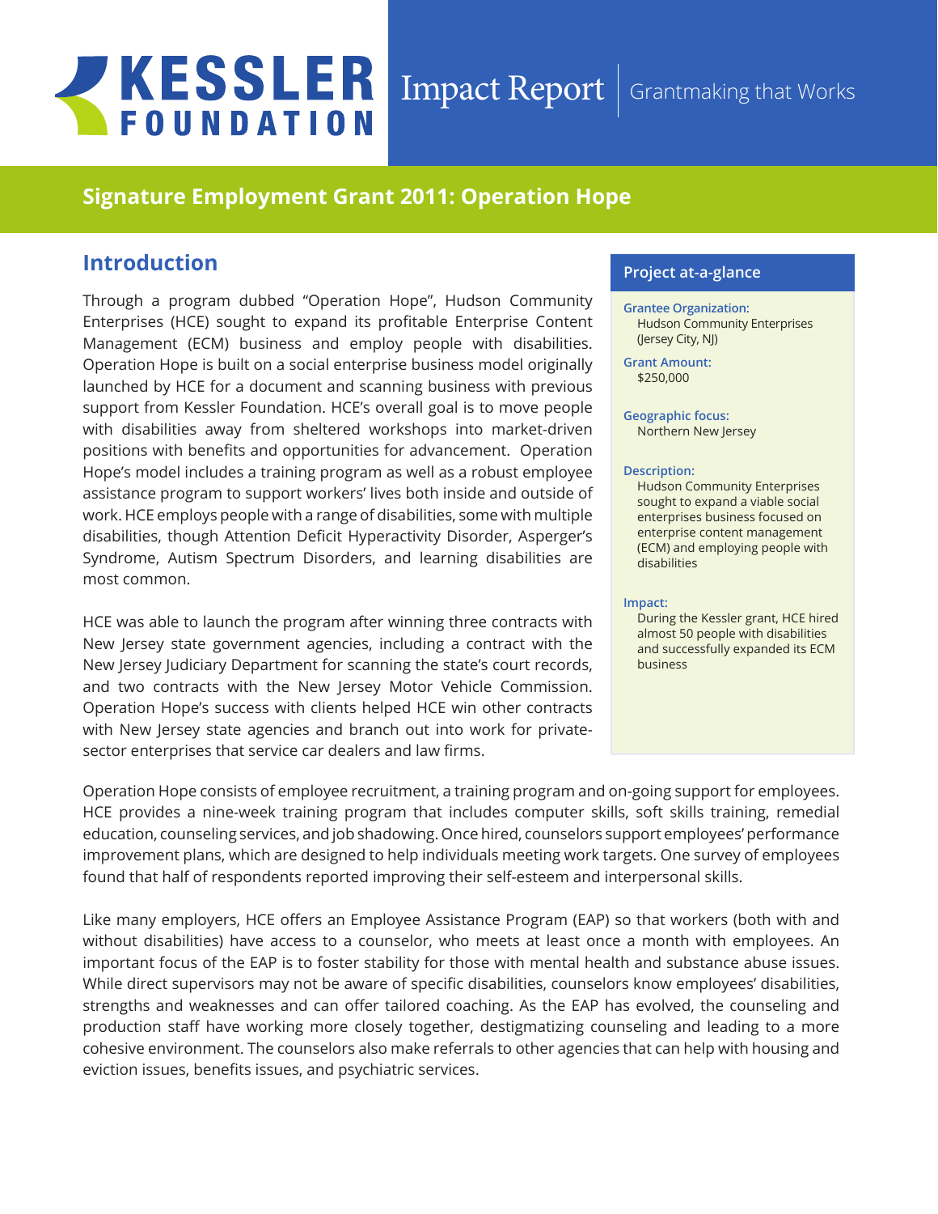# KESSLER FOUNDATION

Impact Report | Grantmaking that Works

## Signature Employment Grant 2011: Operation Hope

### Introduction

Through a program dubbed "Operation Hope", Hudson Community Enterprises (HCE) sought to expand its profitable Enterprise Content Management (ECM) business and employ people with disabilities. Operation Hope is built on a social enterprise business model originally launched by HCE for a document and scanning business with previous support from Kessler Foundation. HCE's overall goal is to move people with disabilities away from sheltered workshops into market-driven positions with benefits and opportunities for advancement. Operation Hope's model includes a training program as well as a robust employee assistance program to support workers' lives both inside and outside of work. HCE employs people with a range of disabilities, some with multiple disabilities, though Attention Deficit Hyperactivity Disorder, Asperger's Syndrome, Autism Spectrum Disorders, and learning disabilities are most common.

HCE was able to launch the program after winning three contracts with New Jersey state government agencies, including a contract with the New Jersey Judiciary Department for scanning the state's court records, and two contracts with the New Jersey Motor Vehicle Commission. Operation Hope's success with clients helped HCE win other contracts with New Jersey state agencies and branch out into work for private-sector enterprises that service car dealers and law firms.

#### Project at-a-glance

**Grantee Organization:**
Hudson Community Enterprises (Jersey City, NJ)

**Grant Amount:**
$250,000

**Geographic focus:**
Northern New Jersey

**Description:**
Hudson Community Enterprises sought to expand a viable social enterprises business focused on enterprise content management (ECM) and employing people with disabilities

**Impact:**
During the Kessler grant, HCE hired almost 50 people with disabilities and successfully expanded its ECM business

Operation Hope consists of employee recruitment, a training program and on-going support for employees. HCE provides a nine-week training program that includes computer skills, soft skills training, remedial education, counseling services, and job shadowing. Once hired, counselors support employees' performance improvement plans, which are designed to help individuals meeting work targets. One survey of employees found that half of respondents reported improving their self-esteem and interpersonal skills.

Like many employers, HCE offers an Employee Assistance Program (EAP) so that workers (both with and without disabilities) have access to a counselor, who meets at least once a month with employees. An important focus of the EAP is to foster stability for those with mental health and substance abuse issues. While direct supervisors may not be aware of specific disabilities, counselors know employees' disabilities, strengths and weaknesses and can offer tailored coaching. As the EAP has evolved, the counseling and production staff have working more closely together, destigmatizing counseling and leading to a more cohesive environment. The counselors also make referrals to other agencies that can help with housing and eviction issues, benefits issues, and psychiatric services.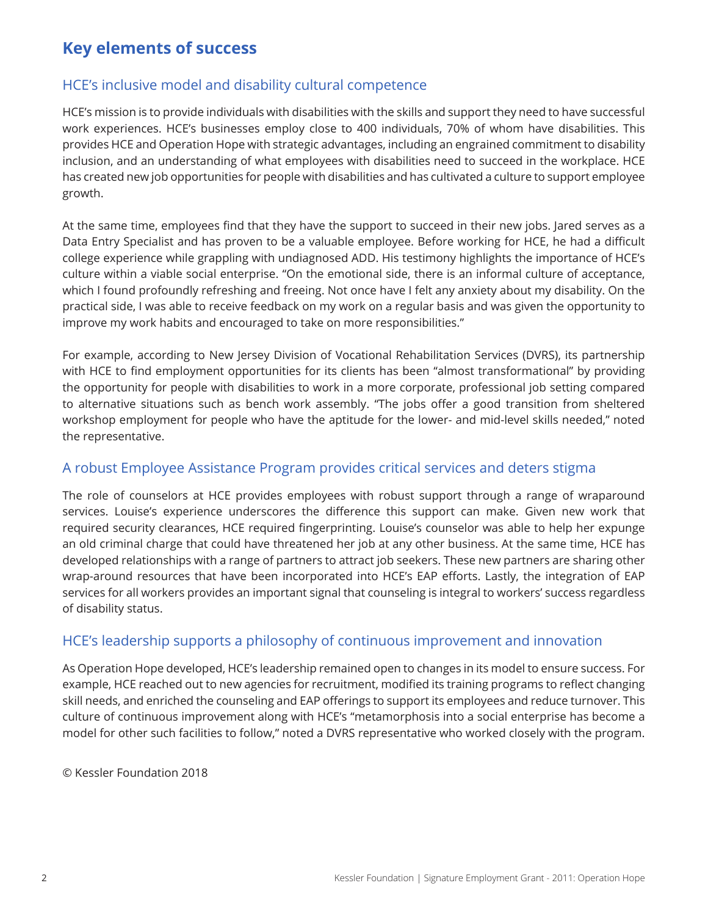## Key elements of success

### HCE's inclusive model and disability cultural competence

HCE's mission is to provide individuals with disabilities with the skills and support they need to have successful work experiences. HCE's businesses employ close to 400 individuals, 70% of whom have disabilities. This provides HCE and Operation Hope with strategic advantages, including an engrained commitment to disability inclusion, and an understanding of what employees with disabilities need to succeed in the workplace. HCE has created new job opportunities for people with disabilities and has cultivated a culture to support employee growth.

At the same time, employees find that they have the support to succeed in their new jobs. Jared serves as a Data Entry Specialist and has proven to be a valuable employee. Before working for HCE, he had a difficult college experience while grappling with undiagnosed ADD. His testimony highlights the importance of HCE's culture within a viable social enterprise. "On the emotional side, there is an informal culture of acceptance, which I found profoundly refreshing and freeing. Not once have I felt any anxiety about my disability. On the practical side, I was able to receive feedback on my work on a regular basis and was given the opportunity to improve my work habits and encouraged to take on more responsibilities."

For example, according to New Jersey Division of Vocational Rehabilitation Services (DVRS), its partnership with HCE to find employment opportunities for its clients has been "almost transformational" by providing the opportunity for people with disabilities to work in a more corporate, professional job setting compared to alternative situations such as bench work assembly. "The jobs offer a good transition from sheltered workshop employment for people who have the aptitude for the lower- and mid-level skills needed," noted the representative.

### A robust Employee Assistance Program provides critical services and deters stigma

The role of counselors at HCE provides employees with robust support through a range of wraparound services. Louise's experience underscores the difference this support can make. Given new work that required security clearances, HCE required fingerprinting. Louise's counselor was able to help her expunge an old criminal charge that could have threatened her job at any other business. At the same time, HCE has developed relationships with a range of partners to attract job seekers. These new partners are sharing other wrap-around resources that have been incorporated into HCE's EAP efforts. Lastly, the integration of EAP services for all workers provides an important signal that counseling is integral to workers' success regardless of disability status.

### HCE's leadership supports a philosophy of continuous improvement and innovation

As Operation Hope developed, HCE's leadership remained open to changes in its model to ensure success. For example, HCE reached out to new agencies for recruitment, modified its training programs to reflect changing skill needs, and enriched the counseling and EAP offerings to support its employees and reduce turnover. This culture of continuous improvement along with HCE's "metamorphosis into a social enterprise has become a model for other such facilities to follow," noted a DVRS representative who worked closely with the program.

© Kessler Foundation 2018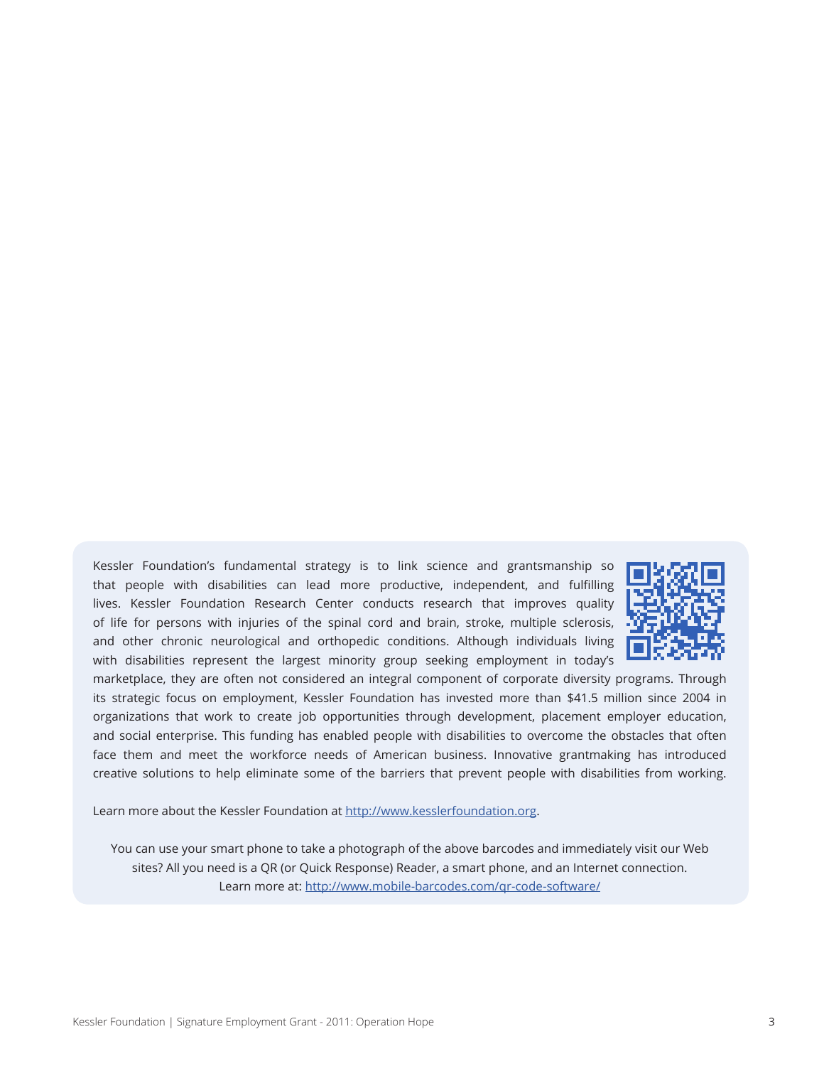Kessler Foundation's fundamental strategy is to link science and grantsmanship so that people with disabilities can lead more productive, independent, and fulfilling lives. Kessler Foundation Research Center conducts research that improves quality of life for persons with injuries of the spinal cord and brain, stroke, multiple sclerosis, and other chronic neurological and orthopedic conditions. Although individuals living with disabilities represent the largest minority group seeking employment in today's marketplace, they are often not considered an integral component of corporate diversity programs. Through its strategic focus on employment, Kessler Foundation has invested more than $41.5 million since 2004 in organizations that work to create job opportunities through development, placement employer education, and social enterprise. This funding has enabled people with disabilities to overcome the obstacles that often face them and meet the workforce needs of American business. Innovative grantmaking has introduced creative solutions to help eliminate some of the barriers that prevent people with disabilities from working.

Learn more about the Kessler Foundation at http://www.kesslerfoundation.org.

You can use your smart phone to take a photograph of the above barcodes and immediately visit our Web sites? All you need is a QR (or Quick Response) Reader, a smart phone, and an Internet connection. Learn more at: http://www.mobile-barcodes.com/qr-code-software/